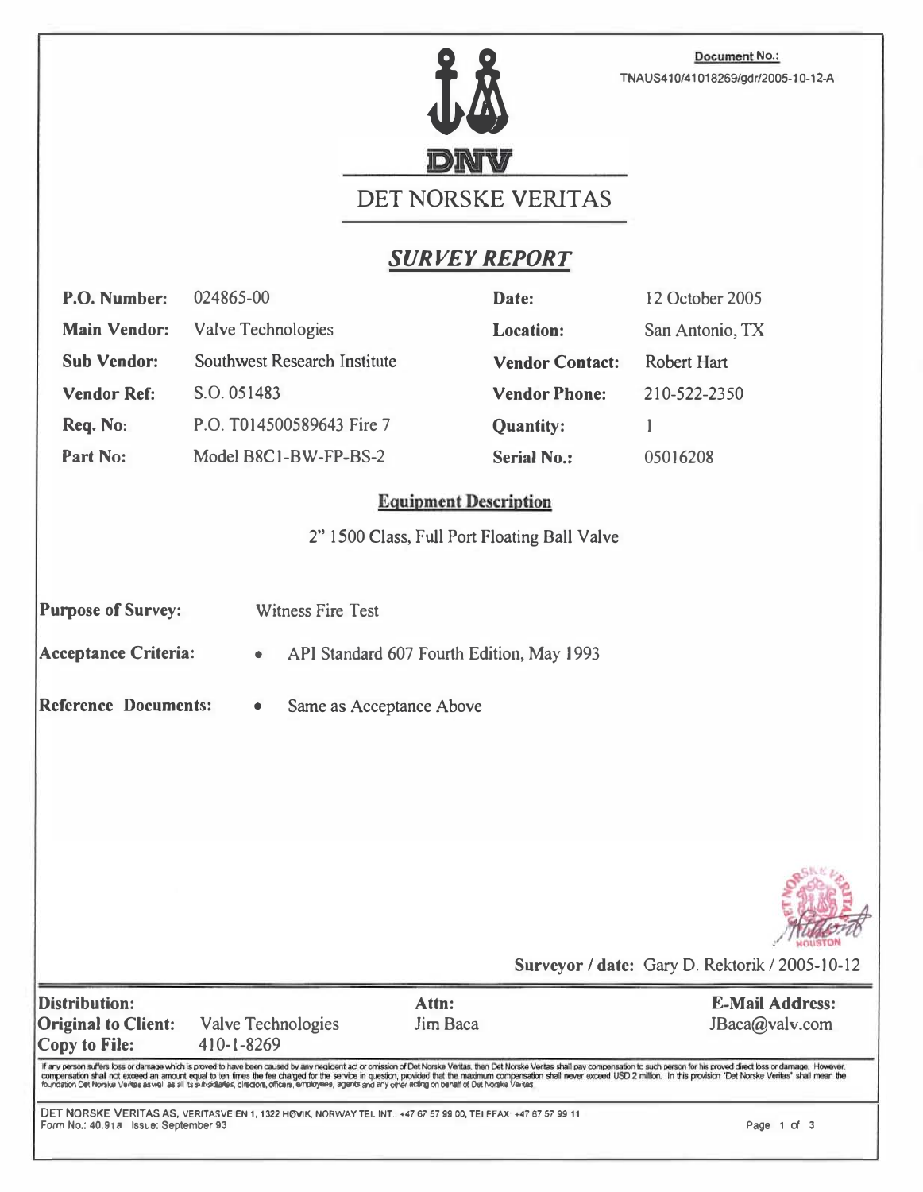**Document No.:**
TNAUS410/41018269/gdr/2005-10-12-A

DNV

# DET NORSKE VERITAS

## *SURVEY REPORT*

| | | | |
|---|---|---|---|
| **P.O. Number:** | 024865-00 | **Date:** | 12 October 2005 |
| **Main Vendor:** | Valve Technologies | **Location:** | San Antonio, TX |
| **Sub Vendor:** | Southwest Research Institute | **Vendor Contact:** | Robert Hart |
| **Vendor Ref:** | S.O. 051483 | **Vendor Phone:** | 210-522-2350 |
| **Req. No:** | P.O. T014500589643 Fire 7 | **Quantity:** | 1 |
| **Part No:** | Model B8C1-BW-FP-BS-2 | **Serial No.:** | 05016208 |

### Equipment Description

2" 1500 Class, Full Port Floating Ball Valve

**Purpose of Survey:** Witness Fire Test

**Acceptance Criteria:**
- API Standard 607 Fourth Edition, May 1993

**Reference Documents:**
- Same as Acceptance Above

**Surveyor / date:** Gary D. Rektorik / 2005-10-12

| **Distribution:** | | **Attn:** | **E-Mail Address:** |
|---|---|---|---|
| **Original to Client:** | Valve Technologies | Jim Baca | JBaca@valv.com |
| **Copy to File:** | 410-1-8269 | | |

If any person suffers loss or damage which is proved to have been caused by any negligent act or omission of Det Norske Veritas, then Det Norske Veritas shall pay compensation to such person for his proved direct loss or damage. However, compensation shall not exceed an amount equal to ten times the fee charged for the service in question, provided that the maximum compensation shall never exceed USD 2 million. In this provision "Det Norske Veritas" shall mean the foundation Det Norske Veritas as well as all its subsidiaries, directors, officers, employees, agents and any other acting on behalf of Det Norske Veritas.

DET NORSKE VERITAS AS, VERITASVEIEN 1, 1322 HØVIK, NORWAY TEL INT.: +47 67 57 99 00, TELEFAX: +47 67 57 99 11
Form No.: 40.91a Issue: September 93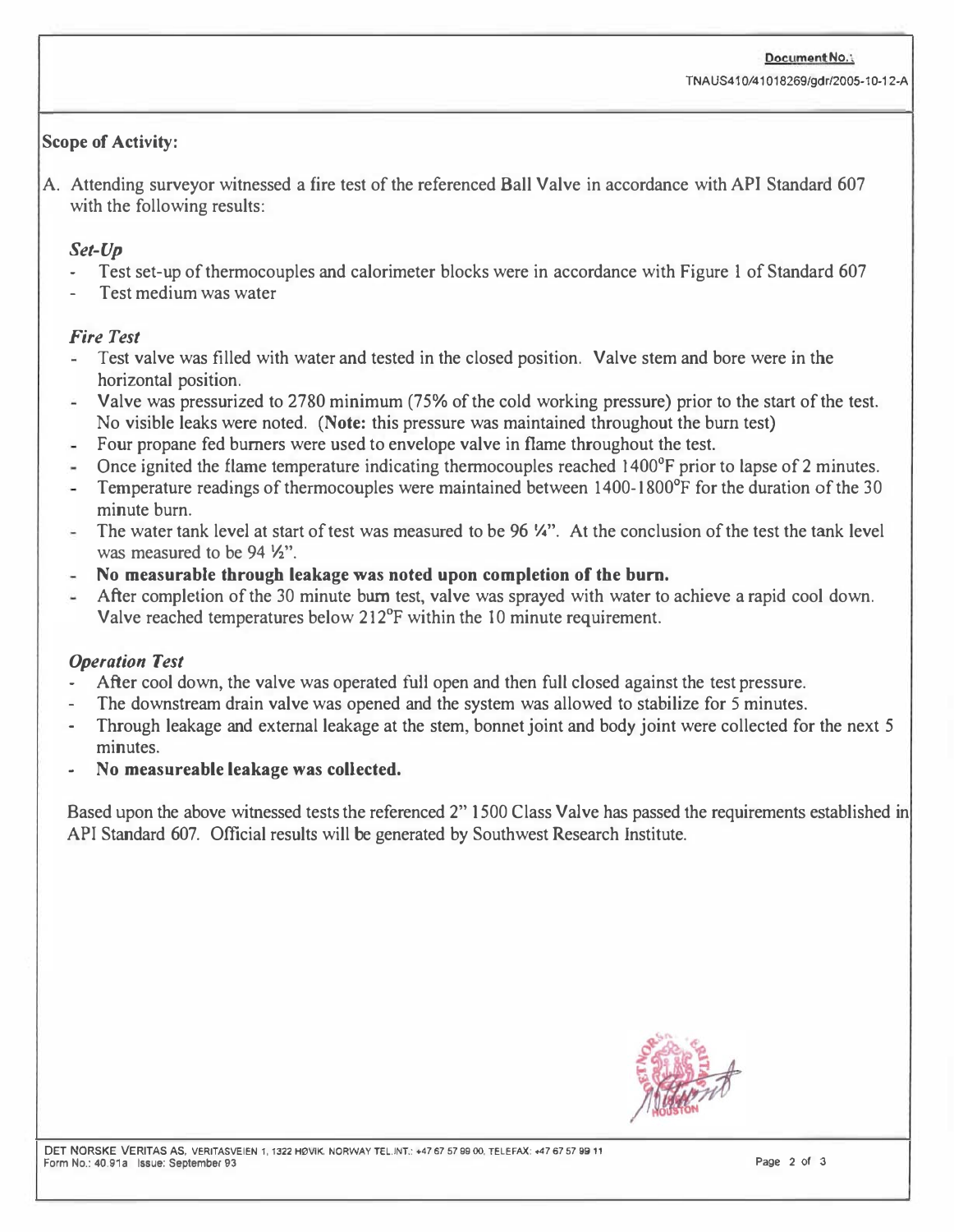**Document No.:**

TNAUS410/41018269/gdr/2005-10-12-A

**Scope of Activity:**

A. Attending surveyor witnessed a fire test of the referenced Ball Valve in accordance with API Standard 607 with the following results:

*Set-Up*

- Test set-up of thermocouples and calorimeter blocks were in accordance with Figure 1 of Standard 607
- Test medium was water

*Fire Test*

- Test valve was filled with water and tested in the closed position. Valve stem and bore were in the horizontal position.
- Valve was pressurized to 2780 minimum (75% of the cold working pressure) prior to the start of the test. No visible leaks were noted. (**Note:** this pressure was maintained throughout the burn test)
- Four propane fed burners were used to envelope valve in flame throughout the test.
- Once ignited the flame temperature indicating thermocouples reached 1400°F prior to lapse of 2 minutes.
- Temperature readings of thermocouples were maintained between 1400-1800°F for the duration of the 30 minute burn.
- The water tank level at start of test was measured to be 96 ¼". At the conclusion of the test the tank level was measured to be 94 ½".
- **No measurable through leakage was noted upon completion of the burn.**
- After completion of the 30 minute burn test, valve was sprayed with water to achieve a rapid cool down. Valve reached temperatures below 212°F within the 10 minute requirement.

*Operation Test*

- After cool down, the valve was operated full open and then full closed against the test pressure.
- The downstream drain valve was opened and the system was allowed to stabilize for 5 minutes.
- Through leakage and external leakage at the stem, bonnet joint and body joint were collected for the next 5 minutes.
- **No measureable leakage was collected.**

Based upon the above witnessed tests the referenced 2" 1500 Class Valve has passed the requirements established in API Standard 607. Official results will be generated by Southwest Research Institute.

DET NORSKE VERITAS AS, VERITASVEIEN 1, 1322 HØVIK, NORWAY TEL.INT.: +47 67 57 99 00, TELEFAX: +47 67 57 99 11
Form No.: 40.91a Issue: September 93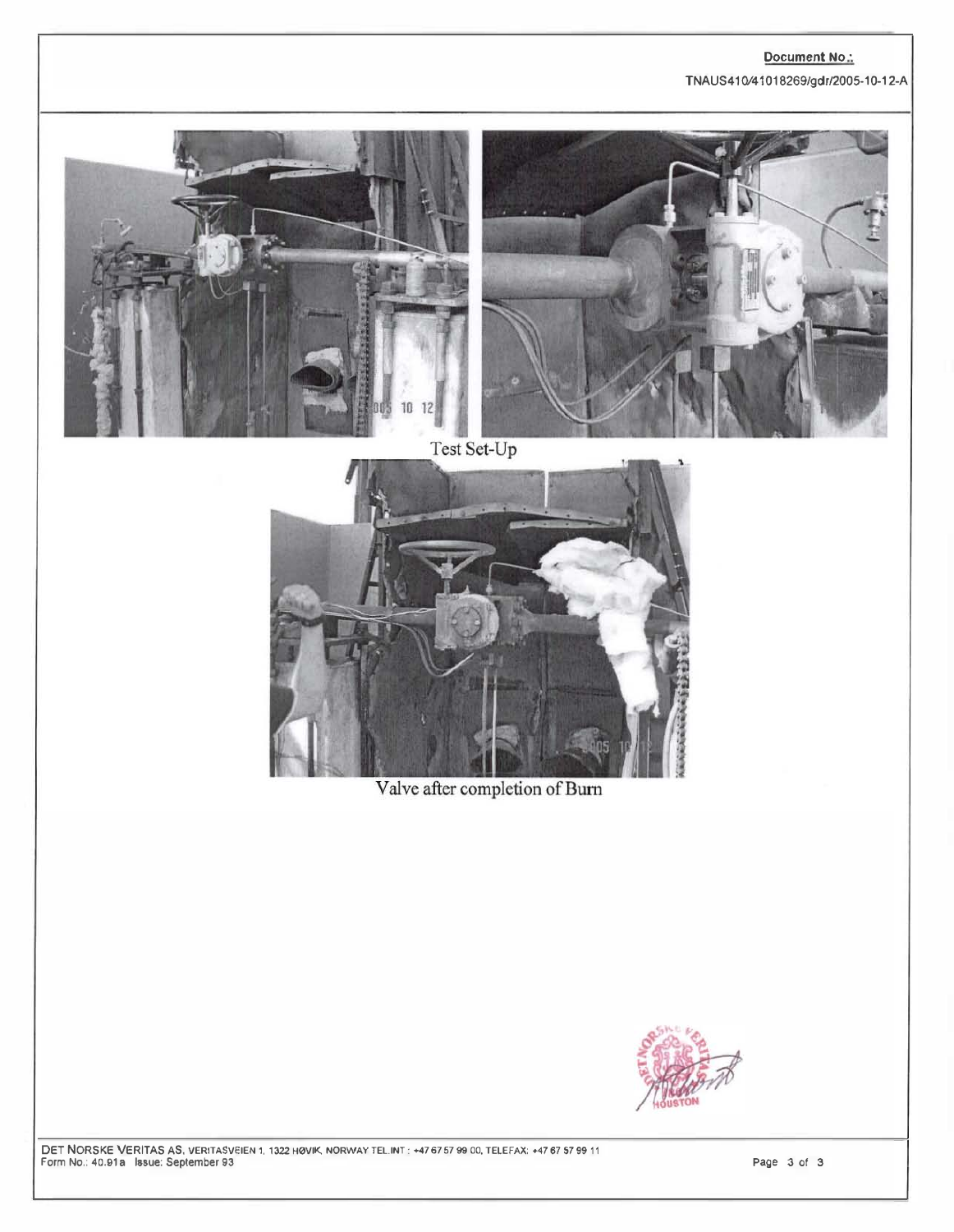Document No.:

TNAUS410/41018269/gdr/2005-10-12-A

Test Set-Up

Valve after completion of Burn

DET NORSKE VERITAS AS, VERITASVEIEN 1, 1322 HØVIK, NORWAY TEL.INT.: +47 67 57 99 00, TELEFAX: +47 67 57 99 11
Form No.: 40.91a Issue: September 93